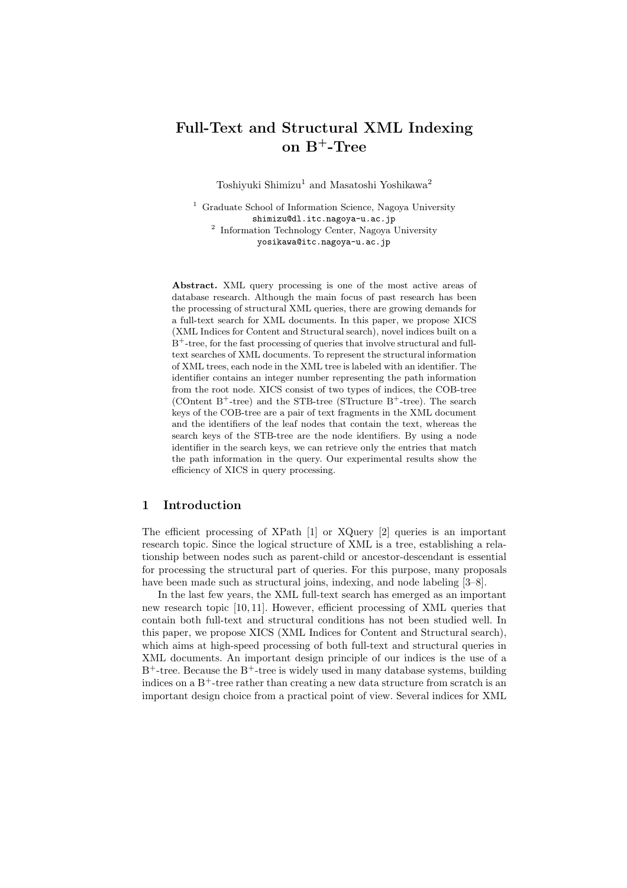# Full-Text and Structural XML Indexing on $B^+$-Tree

Toshiyuki Shimizu[1] and Masatoshi Yoshikawa[2]

[1] Graduate School of Information Science, Nagoya University
shimizu@dl.itc.nagoya-u.ac.jp
[2] Information Technology Center, Nagoya University
yosikawa@itc.nagoya-u.ac.jp

**Abstract.** XML query processing is one of the most active areas of database research. Although the main focus of past research has been the processing of structural XML queries, there are growing demands for a full-text search for XML documents. In this paper, we propose XICS (XML Indices for Content and Structural search), novel indices built on a $B^+$-tree, for the fast processing of queries that involve structural and full-text searches of XML documents. To represent the structural information of XML trees, each node in the XML tree is labeled with an identifier. The identifier contains an integer number representing the path information from the root node. XICS consist of two types of indices, the COB-tree (COntent $B^+$-tree) and the STB-tree (STructure $B^+$-tree). The search keys of the COB-tree are a pair of text fragments in the XML document and the identifiers of the leaf nodes that contain the text, whereas the search keys of the STB-tree are the node identifiers. By using a node identifier in the search keys, we can retrieve only the entries that match the path information in the query. Our experimental results show the efficiency of XICS in query processing.

## 1 Introduction

The efficient processing of XPath [1] or XQuery [2] queries is an important research topic. Since the logical structure of XML is a tree, establishing a relationship between nodes such as parent-child or ancestor-descendant is essential for processing the structural part of queries. For this purpose, many proposals have been made such as structural joins, indexing, and node labeling [3–8].

In the last few years, the XML full-text search has emerged as an important new research topic [10, 11]. However, efficient processing of XML queries that contain both full-text and structural conditions has not been studied well. In this paper, we propose XICS (XML Indices for Content and Structural search), which aims at high-speed processing of both full-text and structural queries in XML documents. An important design principle of our indices is the use of a $B^+$-tree. Because the $B^+$-tree is widely used in many database systems, building indices on a $B^+$-tree rather than creating a new data structure from scratch is an important design choice from a practical point of view. Several indices for XML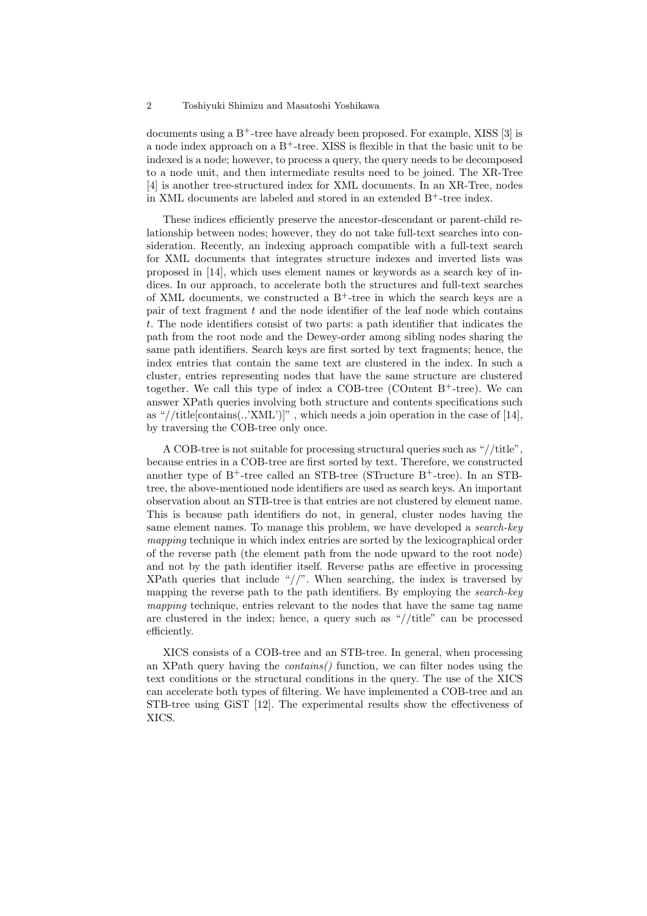documents using a $B^+$-tree have already been proposed. For example, XISS [3] is a node index approach on a $B^+$-tree. XISS is flexible in that the basic unit to be indexed is a node; however, to process a query, the query needs to be decomposed to a node unit, and then intermediate results need to be joined. The XR-Tree [4] is another tree-structured index for XML documents. In an XR-Tree, nodes in XML documents are labeled and stored in an extended $B^+$-tree index.

These indices efficiently preserve the ancestor-descendant or parent-child relationship between nodes; however, they do not take full-text searches into consideration. Recently, an indexing approach compatible with a full-text search for XML documents that integrates structure indexes and inverted lists was proposed in [14], which uses element names or keywords as a search key of indices. In our approach, to accelerate both the structures and full-text searches of XML documents, we constructed a $B^+$-tree in which the search keys are a pair of text fragment $t$ and the node identifier of the leaf node which contains $t$. The node identifiers consist of two parts: a path identifier that indicates the path from the root node and the Dewey-order among sibling nodes sharing the same path identifiers. Search keys are first sorted by text fragments; hence, the index entries that contain the same text are clustered in the index. In such a cluster, entries representing nodes that have the same structure are clustered together. We call this type of index a COB-tree (COntent $B^+$-tree). We can answer XPath queries involving both structure and contents specifications such as "//title[contains(.,'XML')]" , which needs a join operation in the case of [14], by traversing the COB-tree only once.

A COB-tree is not suitable for processing structural queries such as "//title", because entries in a COB-tree are first sorted by text. Therefore, we constructed another type of $B^+$-tree called an STB-tree (STructure $B^+$-tree). In an STB-tree, the above-mentioned node identifiers are used as search keys. An important observation about an STB-tree is that entries are not clustered by element name. This is because path identifiers do not, in general, cluster nodes having the same element names. To manage this problem, we have developed a *search-key mapping* technique in which index entries are sorted by the lexicographical order of the reverse path (the element path from the node upward to the root node) and not by the path identifier itself. Reverse paths are effective in processing XPath queries that include "//". When searching, the index is traversed by mapping the reverse path to the path identifiers. By employing the *search-key mapping* technique, entries relevant to the nodes that have the same tag name are clustered in the index; hence, a query such as "//title" can be processed efficiently.

XICS consists of a COB-tree and an STB-tree. In general, when processing an XPath query having the *contains()* function, we can filter nodes using the text conditions or the structural conditions in the query. The use of the XICS can accelerate both types of filtering. We have implemented a COB-tree and an STB-tree using GiST [12]. The experimental results show the effectiveness of XICS.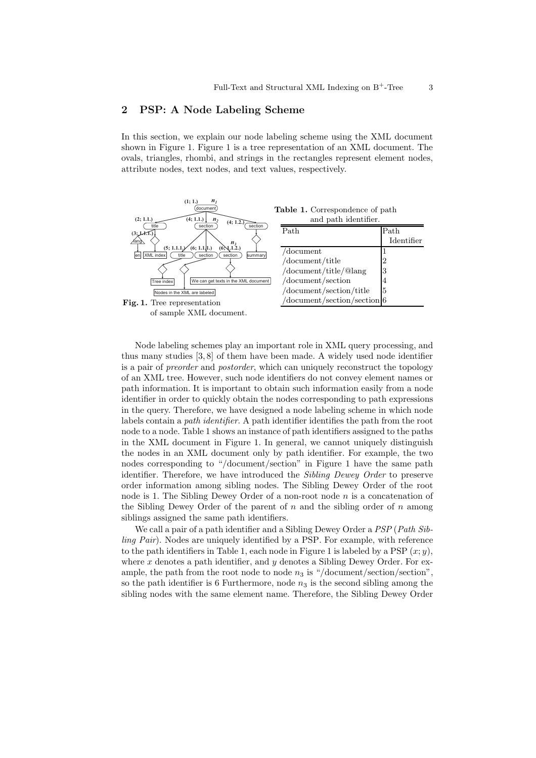## 2 PSP: A Node Labeling Scheme

In this section, we explain our node labeling scheme using the XML document shown in Figure 1. Figure 1 is a tree representation of an XML document. The ovals, triangles, rhombi, and strings in the rectangles represent element nodes, attribute nodes, text nodes, and text values, respectively.

**Fig. 1.** Tree representation of sample XML document.

**Table 1.** Correspondence of path and path identifier.

| Path | Path Identifier |
|---|---|
| /document | 1 |
| /document/title | 2 |
| /document/title/@lang | 3 |
| /document/section | 4 |
| /document/section/title | 5 |
| /document/section/section | 6 |

Node labeling schemes play an important role in XML query processing, and thus many studies [3, 8] of them have been made. A widely used node identifier is a pair of *preorder* and *postorder*, which can uniquely reconstruct the topology of an XML tree. However, such node identifiers do not convey element names or path information. It is important to obtain such information easily from a node identifier in order to quickly obtain the nodes corresponding to path expressions in the query. Therefore, we have designed a node labeling scheme in which node labels contain a *path identifier*. A path identifier identifies the path from the root node to a node. Table 1 shows an instance of path identifiers assigned to the paths in the XML document in Figure 1. In general, we cannot uniquely distinguish the nodes in an XML document only by path identifier. For example, the two nodes corresponding to "/document/section" in Figure 1 have the same path identifier. Therefore, we have introduced the *Sibling Dewey Order* to preserve order information among sibling nodes. The Sibling Dewey Order of the root node is 1. The Sibling Dewey Order of a non-root node $n$ is a concatenation of the Sibling Dewey Order of the parent of $n$ and the sibling order of $n$ among siblings assigned the same path identifiers.

We call a pair of a path identifier and a Sibling Dewey Order a *PSP* (*Path Sibling Pair*). Nodes are uniquely identified by a PSP. For example, with reference to the path identifiers in Table 1, each node in Figure 1 is labeled by a PSP $(x; y)$, where $x$ denotes a path identifier, and $y$ denotes a Sibling Dewey Order. For example, the path from the root node to node $n_3$ is "/document/section/section", so the path identifier is 6 Furthermore, node $n_3$ is the second sibling among the sibling nodes with the same element name. Therefore, the Sibling Dewey Order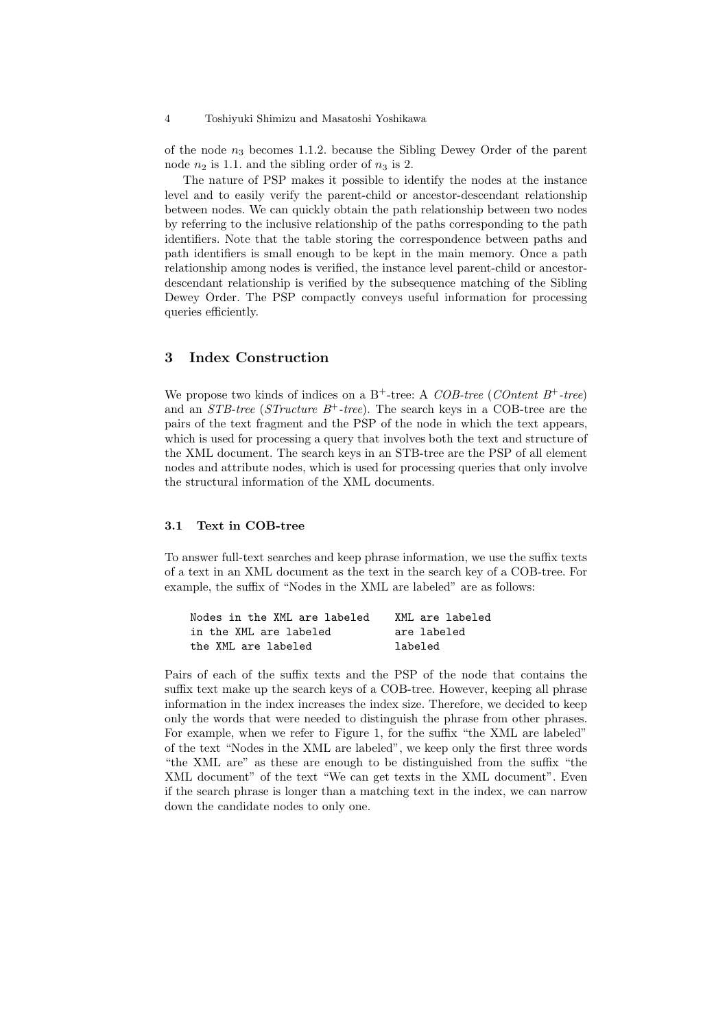of the node $n_3$ becomes 1.1.2. because the Sibling Dewey Order of the parent node $n_2$ is 1.1. and the sibling order of $n_3$ is 2.

The nature of PSP makes it possible to identify the nodes at the instance level and to easily verify the parent-child or ancestor-descendant relationship between nodes. We can quickly obtain the path relationship between two nodes by referring to the inclusive relationship of the paths corresponding to the path identifiers. Note that the table storing the correspondence between paths and path identifiers is small enough to be kept in the main memory. Once a path relationship among nodes is verified, the instance level parent-child or ancestor-descendant relationship is verified by the subsequence matching of the Sibling Dewey Order. The PSP compactly conveys useful information for processing queries efficiently.

## 3 Index Construction

We propose two kinds of indices on a B$^+$-tree: A *COB-tree* (*COntent B$^+$-tree*) and an *STB-tree* (*STructure B$^+$-tree*). The search keys in a COB-tree are the pairs of the text fragment and the PSP of the node in which the text appears, which is used for processing a query that involves both the text and structure of the XML document. The search keys in an STB-tree are the PSP of all element nodes and attribute nodes, which is used for processing queries that only involve the structural information of the XML documents.

### 3.1 Text in COB-tree

To answer full-text searches and keep phrase information, we use the suffix texts of a text in an XML document as the text in the search key of a COB-tree. For example, the suffix of "Nodes in the XML are labeled" are as follows:

```
Nodes in the XML are labeled    XML are labeled
in the XML are labeled          are labeled
the XML are labeled             labeled
```

Pairs of each of the suffix texts and the PSP of the node that contains the suffix text make up the search keys of a COB-tree. However, keeping all phrase information in the index increases the index size. Therefore, we decided to keep only the words that were needed to distinguish the phrase from other phrases. For example, when we refer to Figure 1, for the suffix "the XML are labeled" of the text "Nodes in the XML are labeled", we keep only the first three words "the XML are" as these are enough to be distinguished from the suffix "the XML document" of the text "We can get texts in the XML document". Even if the search phrase is longer than a matching text in the index, we can narrow down the candidate nodes to only one.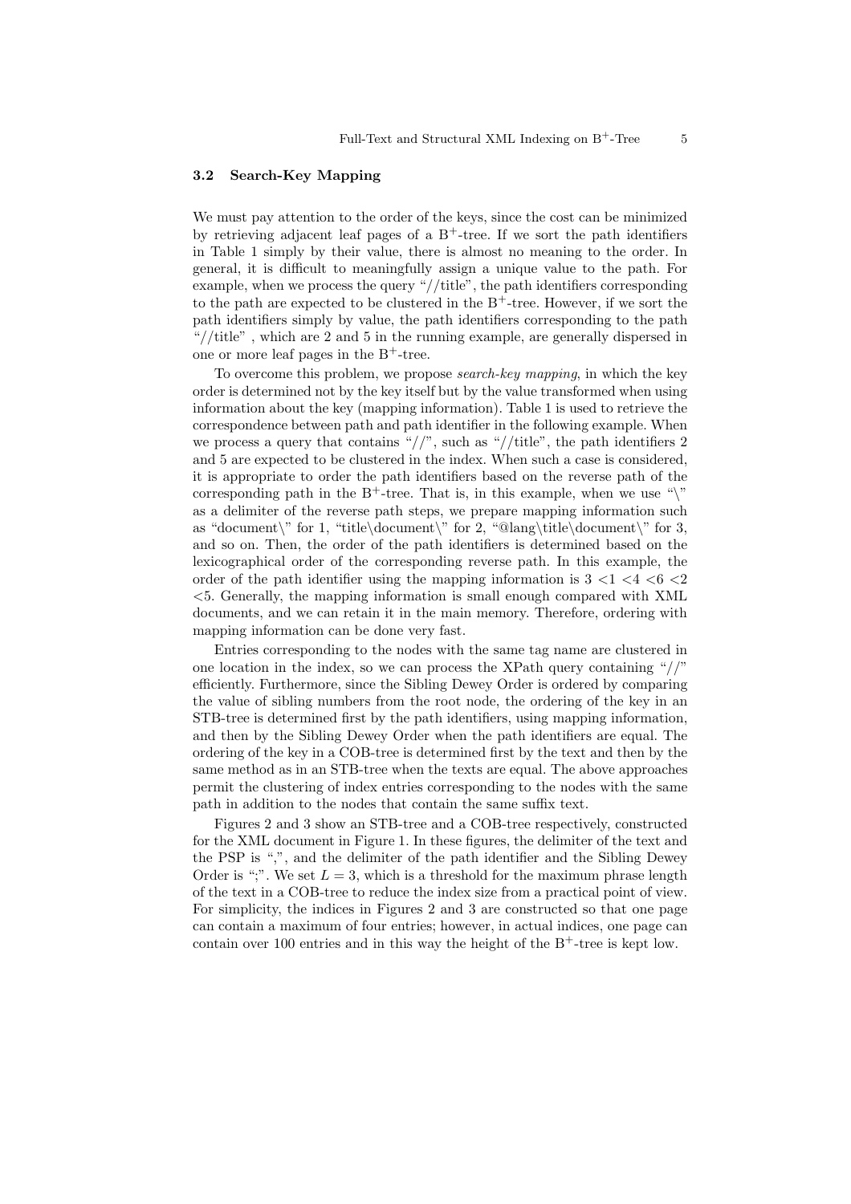### 3.2 Search-Key Mapping

We must pay attention to the order of the keys, since the cost can be minimized by retrieving adjacent leaf pages of a B$^+$-tree. If we sort the path identifiers in Table 1 simply by their value, there is almost no meaning to the order. In general, it is difficult to meaningfully assign a unique value to the path. For example, when we process the query "//title", the path identifiers corresponding to the path are expected to be clustered in the B$^+$-tree. However, if we sort the path identifiers simply by value, the path identifiers corresponding to the path "//title" , which are 2 and 5 in the running example, are generally dispersed in one or more leaf pages in the B$^+$-tree.

To overcome this problem, we propose *search-key mapping*, in which the key order is determined not by the key itself but by the value transformed when using information about the key (mapping information). Table 1 is used to retrieve the correspondence between path and path identifier in the following example. When we process a query that contains "//", such as "//title", the path identifiers 2 and 5 are expected to be clustered in the index. When such a case is considered, it is appropriate to order the path identifiers based on the reverse path of the corresponding path in the B$^+$-tree. That is, in this example, when we use "\" as a delimiter of the reverse path steps, we prepare mapping information such as "document\" for 1, "title\document\" for 2, "@lang\title\document\" for 3, and so on. Then, the order of the path identifiers is determined based on the lexicographical order of the corresponding reverse path. In this example, the order of the path identifier using the mapping information is 3 <1 <4 <6 <2 <5. Generally, the mapping information is small enough compared with XML documents, and we can retain it in the main memory. Therefore, ordering with mapping information can be done very fast.

Entries corresponding to the nodes with the same tag name are clustered in one location in the index, so we can process the XPath query containing "//" efficiently. Furthermore, since the Sibling Dewey Order is ordered by comparing the value of sibling numbers from the root node, the ordering of the key in an STB-tree is determined first by the path identifiers, using mapping information, and then by the Sibling Dewey Order when the path identifiers are equal. The ordering of the key in a COB-tree is determined first by the text and then by the same method as in an STB-tree when the texts are equal. The above approaches permit the clustering of index entries corresponding to the nodes with the same path in addition to the nodes that contain the same suffix text.

Figures 2 and 3 show an STB-tree and a COB-tree respectively, constructed for the XML document in Figure 1. In these figures, the delimiter of the text and the PSP is ",", and the delimiter of the path identifier and the Sibling Dewey Order is ";". We set $L = 3$, which is a threshold for the maximum phrase length of the text in a COB-tree to reduce the index size from a practical point of view. For simplicity, the indices in Figures 2 and 3 are constructed so that one page can contain a maximum of four entries; however, in actual indices, one page can contain over 100 entries and in this way the height of the B$^+$-tree is kept low.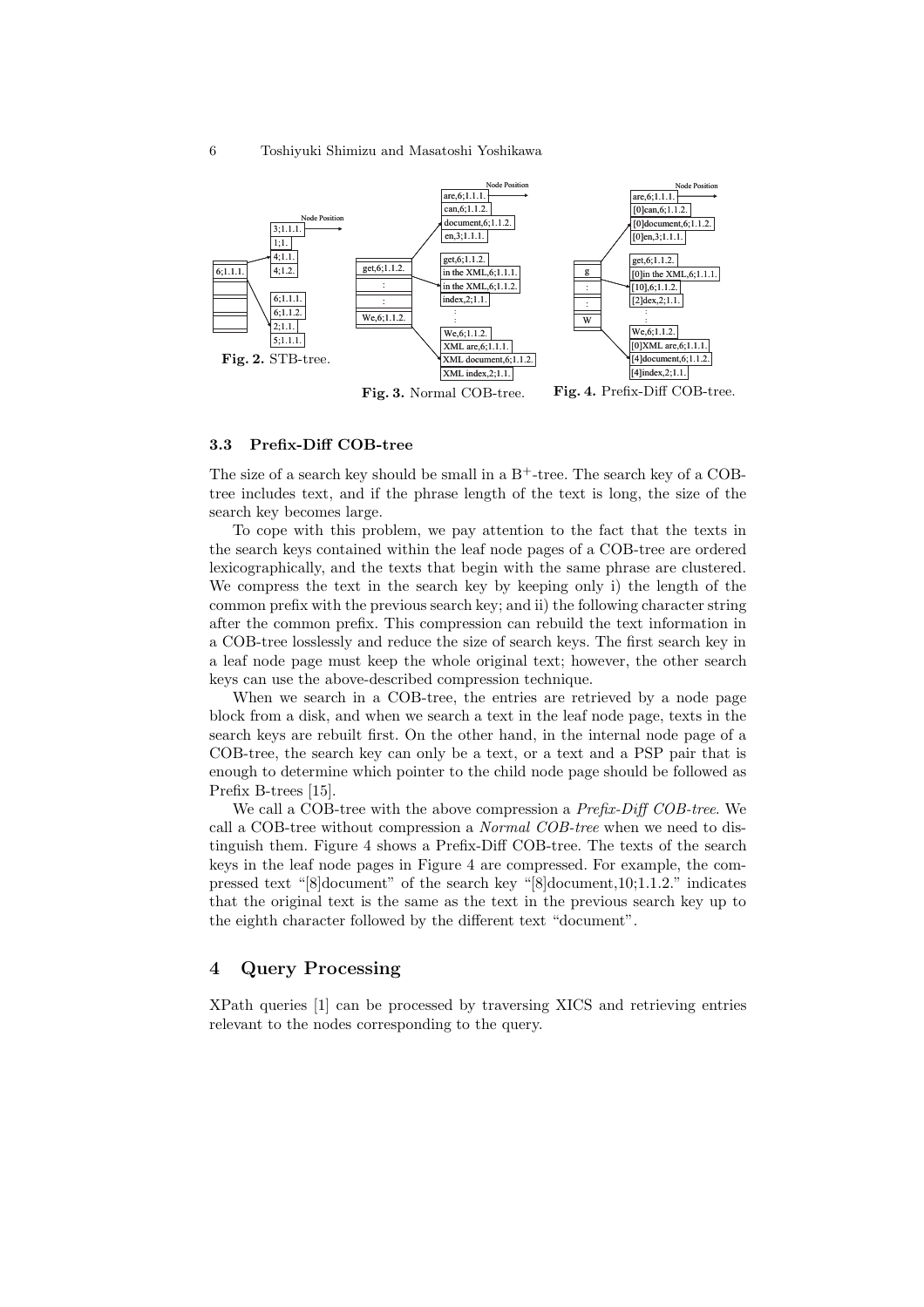Node Position

3;1.1.1.

1;1.

4;1.1.

4;1.2.

6;1.1.1.

6;1.1.1.

6;1.1.2.

2;1.1.

5;1.1.1.

**Fig. 2.** STB-tree.

Node Position

get,6;1.1.2.

:

:

We,6;1.1.2.

are,6;1.1.1.

can,6;1.1.2.

document,6;1.1.2.

en,3;1.1.1.

get,6;1.1.2.

in the XML,6;1.1.1.

in the XML,6;1.1.2.

index,2;1.1.

We,6;1.1.2.

XML are,6;1.1.1.

XML document,6;1.1.2.

XML index,2;1.1.

**Fig. 3.** Normal COB-tree.

Node Position

g

:

:

W

are,6;1.1.1.

[0]can,6;1.1.2.

[0]document,6;1.1.2.

[0]en,3;1.1.1.

get,6;1.1.2.

[0]in the XML,6;1.1.1.

[10],6;1.1.2.

[2]dex,2;1.1.

We,6;1.1.2.

[0]XML are,6;1.1.1.

[4]document,6;1.1.2.

[4]index,2;1.1.

**Fig. 4.** Prefix-Diff COB-tree.

### 3.3 Prefix-Diff COB-tree

The size of a search key should be small in a B$^+$-tree. The search key of a COB-tree includes text, and if the phrase length of the text is long, the size of the search key becomes large.

To cope with this problem, we pay attention to the fact that the texts in the search keys contained within the leaf node pages of a COB-tree are ordered lexicographically, and the texts that begin with the same phrase are clustered. We compress the text in the search key by keeping only i) the length of the common prefix with the previous search key; and ii) the following character string after the common prefix. This compression can rebuild the text information in a COB-tree losslessly and reduce the size of search keys. The first search key in a leaf node page must keep the whole original text; however, the other search keys can use the above-described compression technique.

When we search in a COB-tree, the entries are retrieved by a node page block from a disk, and when we search a text in the leaf node page, texts in the search keys are rebuilt first. On the other hand, in the internal node page of a COB-tree, the search key can only be a text, or a text and a PSP pair that is enough to determine which pointer to the child node page should be followed as Prefix B-trees [15].

We call a COB-tree with the above compression a *Prefix-Diff COB-tree*. We call a COB-tree without compression a *Normal COB-tree* when we need to distinguish them. Figure 4 shows a Prefix-Diff COB-tree. The texts of the search keys in the leaf node pages in Figure 4 are compressed. For example, the compressed text "[8]document" of the search key "[8]document,10;1.1.2." indicates that the original text is the same as the text in the previous search key up to the eighth character followed by the different text "document".

## 4 Query Processing

XPath queries [1] can be processed by traversing XICS and retrieving entries relevant to the nodes corresponding to the query.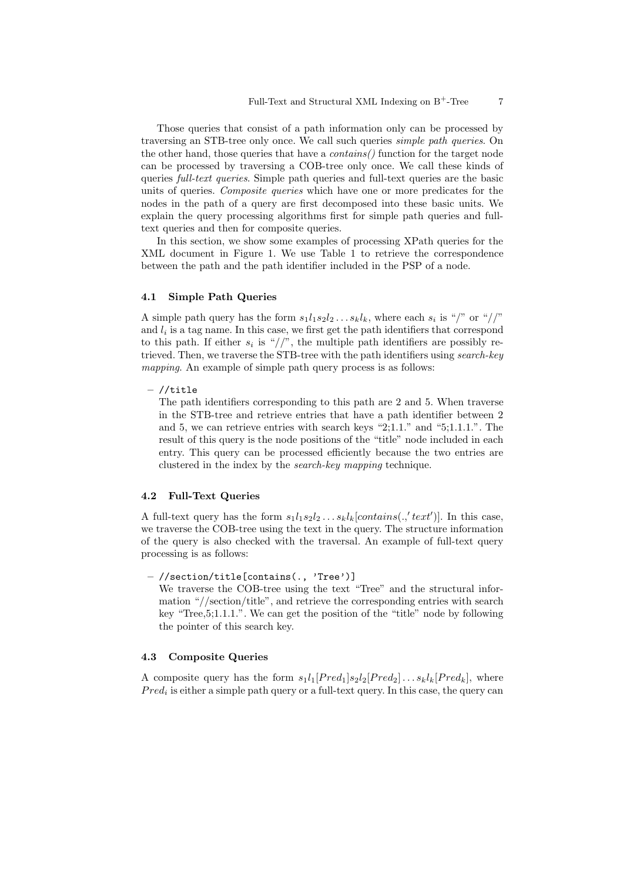Those queries that consist of a path information only can be processed by traversing an STB-tree only once. We call such queries *simple path queries*. On the other hand, those queries that have a *contains()* function for the target node can be processed by traversing a COB-tree only once. We call these kinds of queries *full-text queries*. Simple path queries and full-text queries are the basic units of queries. *Composite queries* which have one or more predicates for the nodes in the path of a query are first decomposed into these basic units. We explain the query processing algorithms first for simple path queries and full-text queries and then for composite queries.

In this section, we show some examples of processing XPath queries for the XML document in Figure 1. We use Table 1 to retrieve the correspondence between the path and the path identifier included in the PSP of a node.

### 4.1 Simple Path Queries

A simple path query has the form $s_1 l_1 s_2 l_2 \ldots s_k l_k$, where each $s_i$ is "/" or "//" and $l_i$ is a tag name. In this case, we first get the path identifiers that correspond to this path. If either $s_i$ is "//", the multiple path identifiers are possibly retrieved. Then, we traverse the STB-tree with the path identifiers using *search-key mapping*. An example of simple path query process is as follows:

– `//title`
  The path identifiers corresponding to this path are 2 and 5. When traverse in the STB-tree and retrieve entries that have a path identifier between 2 and 5, we can retrieve entries with search keys "2;1.1." and "5;1.1.1.". The result of this query is the node positions of the "title" node included in each entry. This query can be processed efficiently because the two entries are clustered in the index by the *search-key mapping* technique.

### 4.2 Full-Text Queries

A full-text query has the form $s_1 l_1 s_2 l_2 \ldots s_k l_k[contains(.,'text')]$. In this case, we traverse the COB-tree using the text in the query. The structure information of the query is also checked with the traversal. An example of full-text query processing is as follows:

– `//section/title[contains(., 'Tree')]`
  We traverse the COB-tree using the text "Tree" and the structural information "//section/title", and retrieve the corresponding entries with search key "Tree,5;1.1.1.". We can get the position of the "title" node by following the pointer of this search key.

### 4.3 Composite Queries

A composite query has the form $s_1 l_1[Pred_1] s_2 l_2[Pred_2] \ldots s_k l_k[Pred_k]$, where $Pred_i$ is either a simple path query or a full-text query. In this case, the query can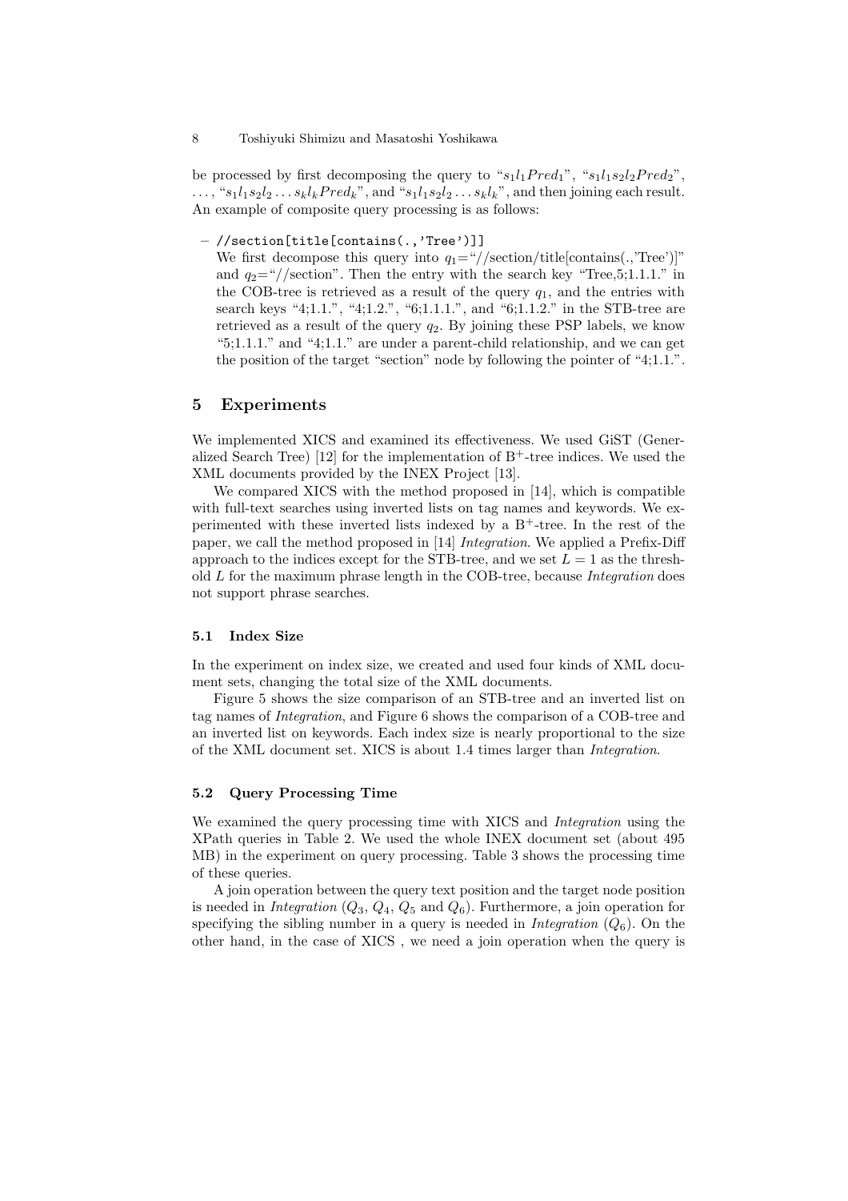be processed by first decomposing the query to "$s_1 l_1 Pred_1$", "$s_1 l_1 s_2 l_2 Pred_2$", ..., "$s_1 l_1 s_2 l_2 \ldots s_k l_k Pred_k$", and "$s_1 l_1 s_2 l_2 \ldots s_k l_k$", and then joining each result. An example of composite query processing is as follows:

– `//section[title[contains(.,'Tree')]]`
  We first decompose this query into $q_1$="//section/title[contains(.,'Tree')]" and $q_2$="//section". Then the entry with the search key "Tree,5;1.1.1." in the COB-tree is retrieved as a result of the query $q_1$, and the entries with search keys "4;1.1.", "4;1.2.", "6;1.1.1.", and "6;1.1.2." in the STB-tree are retrieved as a result of the query $q_2$. By joining these PSP labels, we know "5;1.1.1." and "4;1.1." are under a parent-child relationship, and we can get the position of the target "section" node by following the pointer of "4;1.1.".

## 5 Experiments

We implemented XICS and examined its effectiveness. We used GiST (Generalized Search Tree) [12] for the implementation of $B^+$-tree indices. We used the XML documents provided by the INEX Project [13].

We compared XICS with the method proposed in [14], which is compatible with full-text searches using inverted lists on tag names and keywords. We experimented with these inverted lists indexed by a $B^+$-tree. In the rest of the paper, we call the method proposed in [14] *Integration*. We applied a Prefix-Diff approach to the indices except for the STB-tree, and we set $L = 1$ as the threshold $L$ for the maximum phrase length in the COB-tree, because *Integration* does not support phrase searches.

### 5.1 Index Size

In the experiment on index size, we created and used four kinds of XML document sets, changing the total size of the XML documents.

Figure 5 shows the size comparison of an STB-tree and an inverted list on tag names of *Integration*, and Figure 6 shows the comparison of a COB-tree and an inverted list on keywords. Each index size is nearly proportional to the size of the XML document set. XICS is about 1.4 times larger than *Integration*.

### 5.2 Query Processing Time

We examined the query processing time with XICS and *Integration* using the XPath queries in Table 2. We used the whole INEX document set (about 495 MB) in the experiment on query processing. Table 3 shows the processing time of these queries.

A join operation between the query text position and the target node position is needed in *Integration* ($Q_3$, $Q_4$, $Q_5$ and $Q_6$). Furthermore, a join operation for specifying the sibling number in a query is needed in *Integration* ($Q_6$). On the other hand, in the case of XICS , we need a join operation when the query is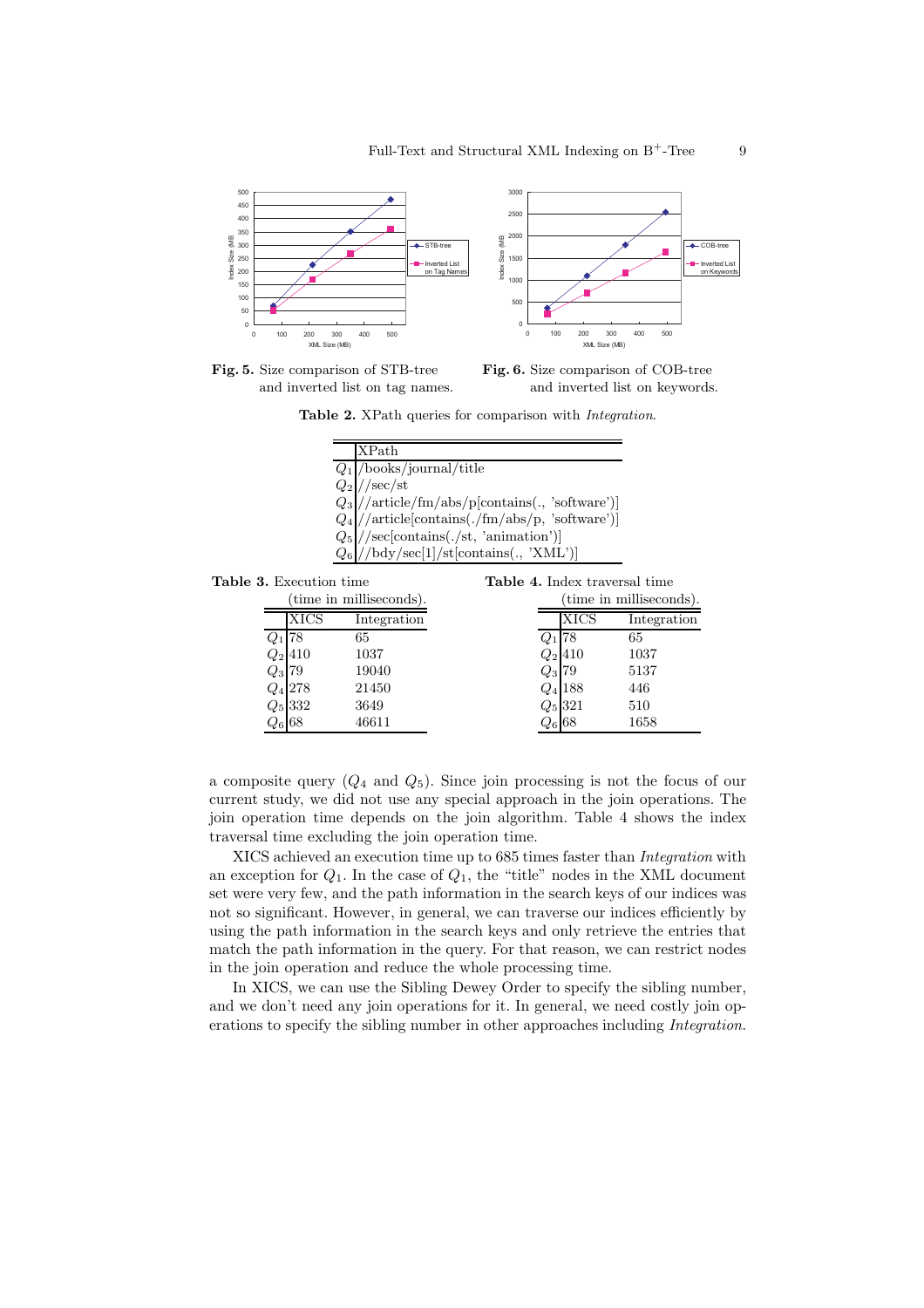Fig. 5. Size comparison of STB-tree and inverted list on tag names.

Fig. 6. Size comparison of COB-tree and inverted list on keywords.

**Table 2.** XPath queries for comparison with *Integration*.

| | XPath |
|---|---|
| $Q_1$ | /books/journal/title |
| $Q_2$ | //sec/st |
| $Q_3$ | //article/fm/abs/p[contains(., 'software')] |
| $Q_4$ | //article[contains(./fm/abs/p, 'software')] |
| $Q_5$ | //sec[contains(./st, 'animation')] |
| $Q_6$ | //bdy/sec[1]/st[contains(., 'XML')] |

**Table 3.** Execution time (time in milliseconds).

| | XICS | Integration |
|---|---|---|
| $Q_1$ | 78 | 65 |
| $Q_2$ | 410 | 1037 |
| $Q_3$ | 79 | 19040 |
| $Q_4$ | 278 | 21450 |
| $Q_5$ | 332 | 3649 |
| $Q_6$ | 68 | 46611 |

**Table 4.** Index traversal time (time in milliseconds).

| | XICS | Integration |
|---|---|---|
| $Q_1$ | 78 | 65 |
| $Q_2$ | 410 | 1037 |
| $Q_3$ | 79 | 5137 |
| $Q_4$ | 188 | 446 |
| $Q_5$ | 321 | 510 |
| $Q_6$ | 68 | 1658 |

a composite query ($Q_4$ and $Q_5$). Since join processing is not the focus of our current study, we did not use any special approach in the join operations. The join operation time depends on the join algorithm. Table 4 shows the index traversal time excluding the join operation time.

XICS achieved an execution time up to 685 times faster than *Integration* with an exception for $Q_1$. In the case of $Q_1$, the "title" nodes in the XML document set were very few, and the path information in the search keys of our indices was not so significant. However, in general, we can traverse our indices efficiently by using the path information in the search keys and only retrieve the entries that match the path information in the query. For that reason, we can restrict nodes in the join operation and reduce the whole processing time.

In XICS, we can use the Sibling Dewey Order to specify the sibling number, and we don't need any join operations for it. In general, we need costly join operations to specify the sibling number in other approaches including *Integration*.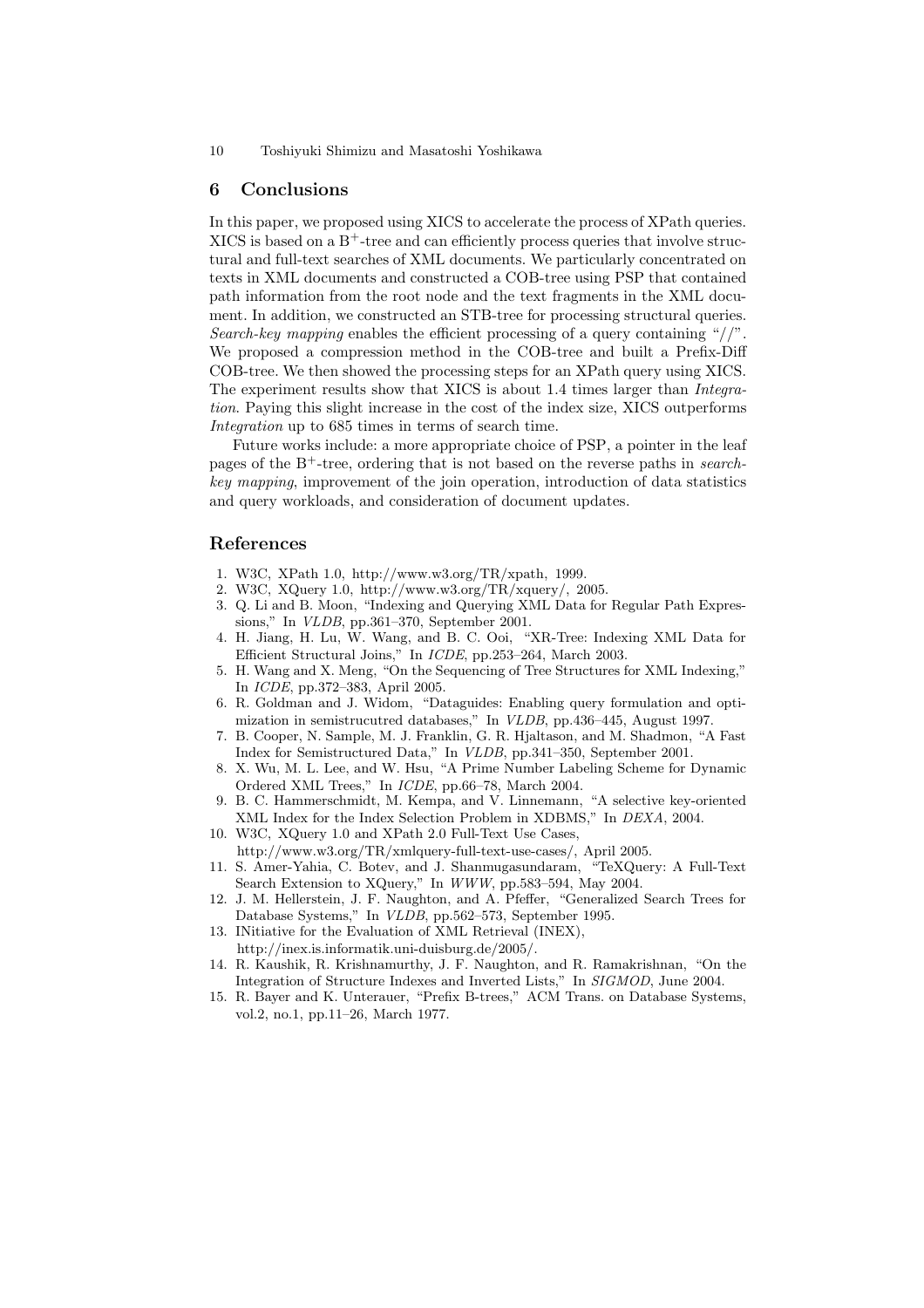## 6 Conclusions

In this paper, we proposed using XICS to accelerate the process of XPath queries. XICS is based on a $B^+$-tree and can efficiently process queries that involve structural and full-text searches of XML documents. We particularly concentrated on texts in XML documents and constructed a COB-tree using PSP that contained path information from the root node and the text fragments in the XML document. In addition, we constructed an STB-tree for processing structural queries. *Search-key mapping* enables the efficient processing of a query containing "//". We proposed a compression method in the COB-tree and built a Prefix-Diff COB-tree. We then showed the processing steps for an XPath query using XICS. The experiment results show that XICS is about 1.4 times larger than *Integration*. Paying this slight increase in the cost of the index size, XICS outperforms *Integration* up to 685 times in terms of search time.

Future works include: a more appropriate choice of PSP, a pointer in the leaf pages of the $B^+$-tree, ordering that is not based on the reverse paths in *search-key mapping*, improvement of the join operation, introduction of data statistics and query workloads, and consideration of document updates.

## References

1. W3C, XPath 1.0, http://www.w3.org/TR/xpath, 1999.
2. W3C, XQuery 1.0, http://www.w3.org/TR/xquery/, 2005.
3. Q. Li and B. Moon, "Indexing and Querying XML Data for Regular Path Expressions," In *VLDB*, pp.361–370, September 2001.
4. H. Jiang, H. Lu, W. Wang, and B. C. Ooi, "XR-Tree: Indexing XML Data for Efficient Structural Joins," In *ICDE*, pp.253–264, March 2003.
5. H. Wang and X. Meng, "On the Sequencing of Tree Structures for XML Indexing," In *ICDE*, pp.372–383, April 2005.
6. R. Goldman and J. Widom, "Dataguides: Enabling query formulation and optimization in semistrucutred databases," In *VLDB*, pp.436–445, August 1997.
7. B. Cooper, N. Sample, M. J. Franklin, G. R. Hjaltason, and M. Shadmon, "A Fast Index for Semistructured Data," In *VLDB*, pp.341–350, September 2001.
8. X. Wu, M. L. Lee, and W. Hsu, "A Prime Number Labeling Scheme for Dynamic Ordered XML Trees," In *ICDE*, pp.66–78, March 2004.
9. B. C. Hammerschmidt, M. Kempa, and V. Linnemann, "A selective key-oriented XML Index for the Index Selection Problem in XDBMS," In *DEXA*, 2004.
10. W3C, XQuery 1.0 and XPath 2.0 Full-Text Use Cases, http://www.w3.org/TR/xmlquery-full-text-use-cases/, April 2005.
11. S. Amer-Yahia, C. Botev, and J. Shanmugasundaram, "TeXQuery: A Full-Text Search Extension to XQuery," In *WWW*, pp.583–594, May 2004.
12. J. M. Hellerstein, J. F. Naughton, and A. Pfeffer, "Generalized Search Trees for Database Systems," In *VLDB*, pp.562–573, September 1995.
13. INitiative for the Evaluation of XML Retrieval (INEX), http://inex.is.informatik.uni-duisburg.de/2005/.
14. R. Kaushik, R. Krishnamurthy, J. F. Naughton, and R. Ramakrishnan, "On the Integration of Structure Indexes and Inverted Lists," In *SIGMOD*, June 2004.
15. R. Bayer and K. Unterauer, "Prefix B-trees," ACM Trans. on Database Systems, vol.2, no.1, pp.11–26, March 1977.